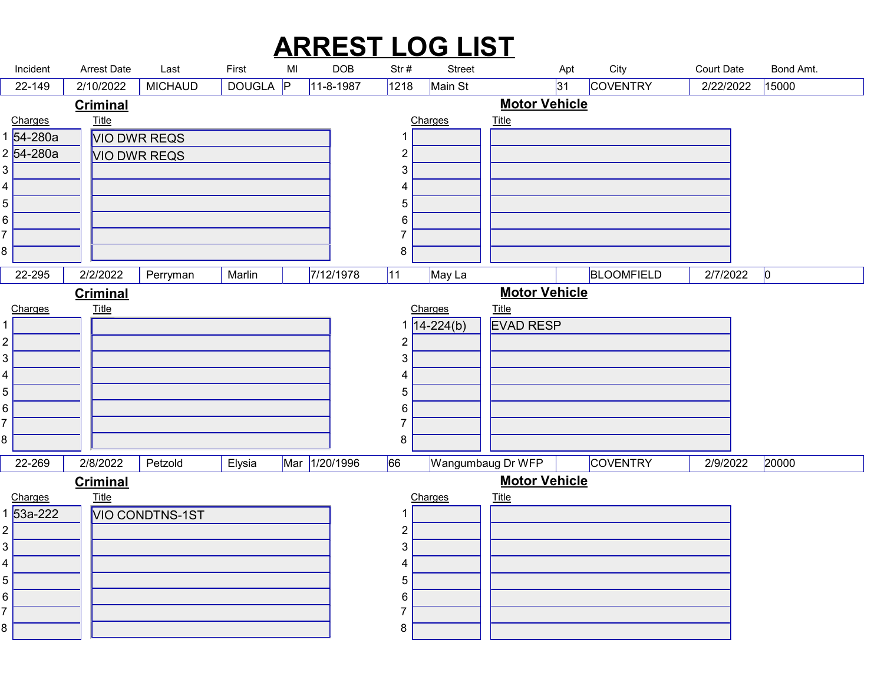# ARREST LOG LIST

| Incident | Arrest Date | Last | First | MI | DOB | Str # | Street | Apt | City | Court Date | Bond Amt. |
|---|---|---|---|---|---|---|---|---|---|---|---|
| 22-149 | 2/10/2022 | MICHAUD | DOUGLA | P | 11-8-1987 | 1218 | Main St | 31 | COVENTRY | 2/22/2022 | 15000 |

**Criminal**

| | Charges | Title |
|---|---|---|
| 1 | 54-280a | VIO DWR REQS |
| 2 | 54-280a | VIO DWR REQS |
| 3 | | |
| 4 | | |
| 5 | | |
| 6 | | |
| 7 | | |
| 8 | | |

**Motor Vehicle**

| | Charges | Title |
|---|---|---|
| 1 | | |
| 2 | | |
| 3 | | |
| 4 | | |
| 5 | | |
| 6 | | |
| 7 | | |
| 8 | | |

| Incident | Arrest Date | Last | First | MI | DOB | Str # | Street | Apt | City | Court Date | Bond Amt. |
|---|---|---|---|---|---|---|---|---|---|---|---|
| 22-295 | 2/2/2022 | Perryman | Marlin | | 7/12/1978 | 11 | May La | | BLOOMFIELD | 2/7/2022 | 0 |

**Criminal**

| | Charges | Title |
|---|---|---|
| 1 | | |
| 2 | | |
| 3 | | |
| 4 | | |
| 5 | | |
| 6 | | |
| 7 | | |
| 8 | | |

**Motor Vehicle**

| | Charges | Title |
|---|---|---|
| 1 | 14-224(b) | EVAD RESP |
| 2 | | |
| 3 | | |
| 4 | | |
| 5 | | |
| 6 | | |
| 7 | | |
| 8 | | |

| Incident | Arrest Date | Last | First | MI | DOB | Str # | Street | Apt | City | Court Date | Bond Amt. |
|---|---|---|---|---|---|---|---|---|---|---|---|
| 22-269 | 2/8/2022 | Petzold | Elysia | Mar | 1/20/1996 | 66 | Wangumbaug Dr WFP | | COVENTRY | 2/9/2022 | 20000 |

**Criminal**

| | Charges | Title |
|---|---|---|
| 1 | 53a-222 | VIO CONDTNS-1ST |
| 2 | | |
| 3 | | |
| 4 | | |
| 5 | | |
| 6 | | |
| 7 | | |
| 8 | | |

**Motor Vehicle**

| | Charges | Title |
|---|---|---|
| 1 | | |
| 2 | | |
| 3 | | |
| 4 | | |
| 5 | | |
| 6 | | |
| 7 | | |
| 8 | | |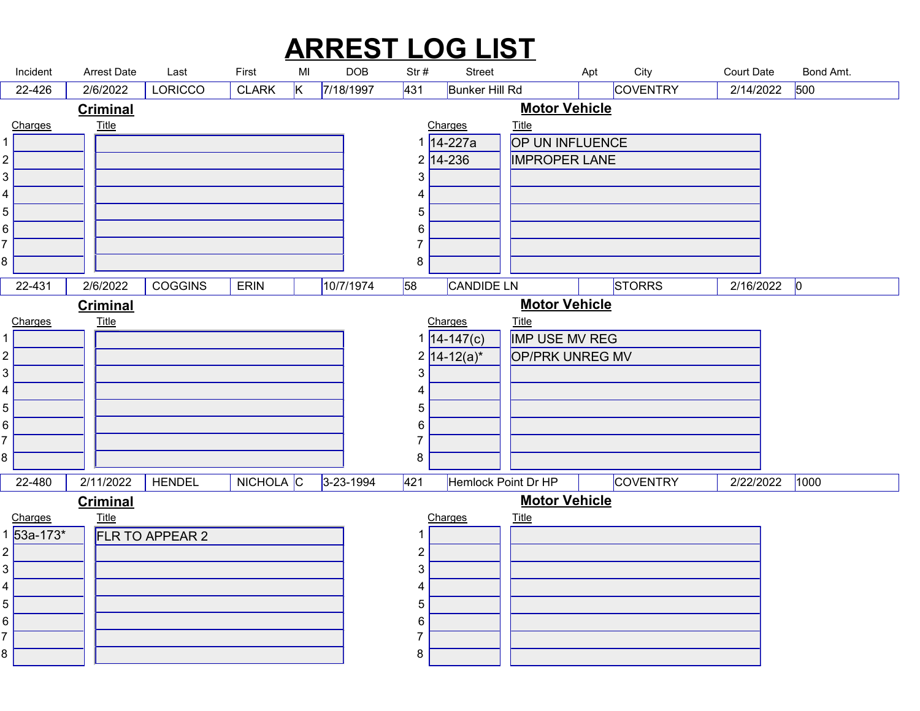# ARREST LOG LIST

| Incident | Arrest Date | Last | First | MI | DOB | Str # | Street | Apt | City | Court Date | Bond Amt. |
|---|---|---|---|---|---|---|---|---|---|---|---|
| 22-426 | 2/6/2022 | LORICCO | CLARK | K | 7/18/1997 | 431 | Bunker Hill Rd | | COVENTRY | 2/14/2022 | 500 |

**Criminal**

| | Charges | Title |
|---|---|---|
| 1 | | |
| 2 | | |
| 3 | | |
| 4 | | |
| 5 | | |
| 6 | | |
| 7 | | |
| 8 | | |

**Motor Vehicle**

| | Charges | Title |
|---|---|---|
| 1 | 14-227a | OP UN INFLUENCE |
| 2 | 14-236 | IMPROPER LANE |
| 3 | | |
| 4 | | |
| 5 | | |
| 6 | | |
| 7 | | |
| 8 | | |

| Incident | Arrest Date | Last | First | MI | DOB | Str # | Street | Apt | City | Court Date | Bond Amt. |
|---|---|---|---|---|---|---|---|---|---|---|---|
| 22-431 | 2/6/2022 | COGGINS | ERIN | | 10/7/1974 | 58 | CANDIDE LN | | STORRS | 2/16/2022 | 0 |

**Criminal**

| | Charges | Title |
|---|---|---|
| 1 | | |
| 2 | | |
| 3 | | |
| 4 | | |
| 5 | | |
| 6 | | |
| 7 | | |
| 8 | | |

**Motor Vehicle**

| | Charges | Title |
|---|---|---|
| 1 | 14-147(c) | IMP USE MV REG |
| 2 | 14-12(a)* | OP/PRK UNREG MV |
| 3 | | |
| 4 | | |
| 5 | | |
| 6 | | |
| 7 | | |
| 8 | | |

| Incident | Arrest Date | Last | First | MI | DOB | Str # | Street | Apt | City | Court Date | Bond Amt. |
|---|---|---|---|---|---|---|---|---|---|---|---|
| 22-480 | 2/11/2022 | HENDEL | NICHOLA | C | 3-23-1994 | 421 | Hemlock Point Dr HP | | COVENTRY | 2/22/2022 | 1000 |

**Criminal**

| | Charges | Title |
|---|---|---|
| 1 | 53a-173* | FLR TO APPEAR 2 |
| 2 | | |
| 3 | | |
| 4 | | |
| 5 | | |
| 6 | | |
| 7 | | |
| 8 | | |

**Motor Vehicle**

| | Charges | Title |
|---|---|---|
| 1 | | |
| 2 | | |
| 3 | | |
| 4 | | |
| 5 | | |
| 6 | | |
| 7 | | |
| 8 | | |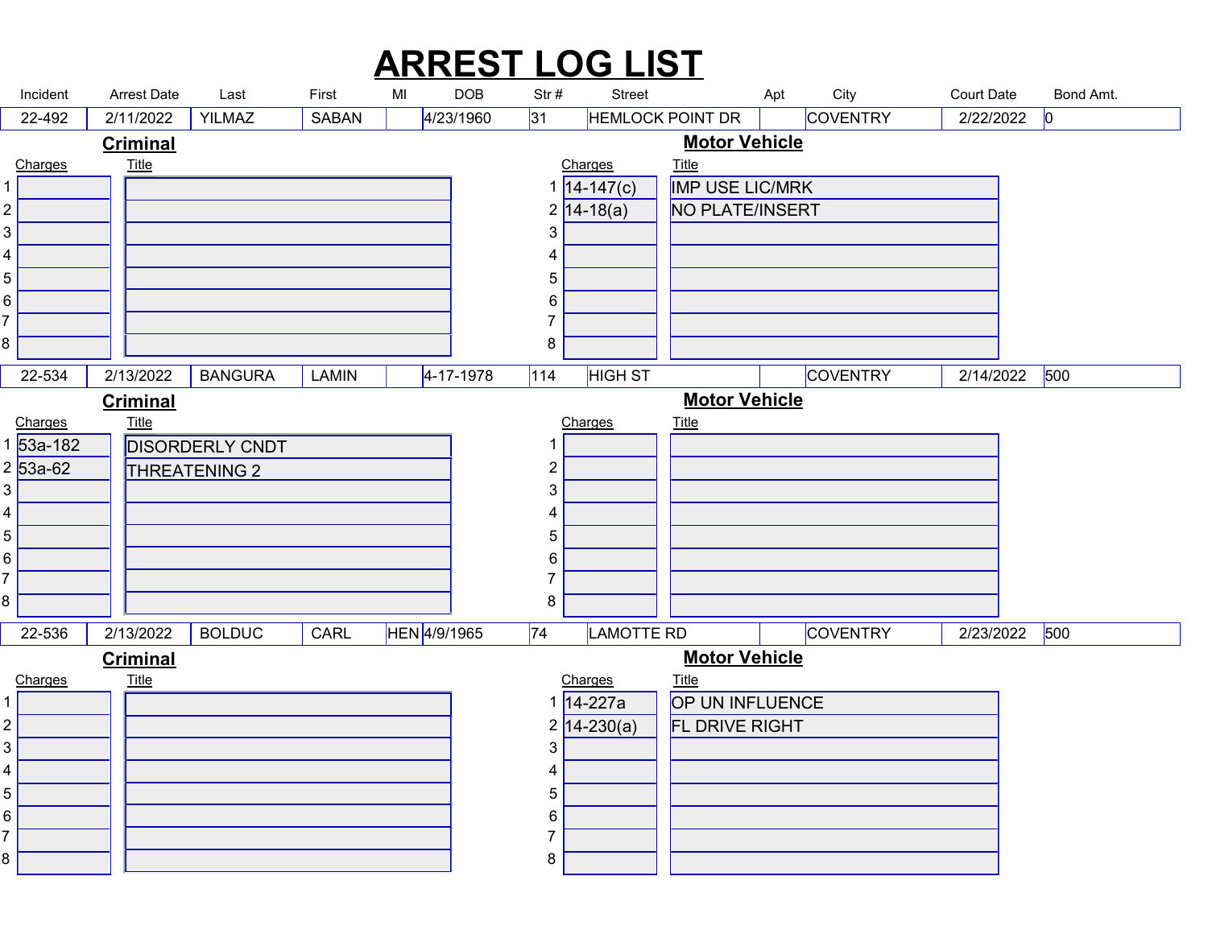# ARREST LOG LIST

| Incident | Arrest Date | Last | First | MI | DOB | Str # | Street | Apt | City | Court Date | Bond Amt. |
|---|---|---|---|---|---|---|---|---|---|---|---|
| 22-492 | 2/11/2022 | YILMAZ | SABAN | | 4/23/1960 | 31 | HEMLOCK POINT DR | | COVENTRY | 2/22/2022 | 0 |

**Criminal**

| | Charges | Title |
|---|---|---|
| 1 | | |
| 2 | | |
| 3 | | |
| 4 | | |
| 5 | | |
| 6 | | |
| 7 | | |
| 8 | | |

**Motor Vehicle**

| | Charges | Title |
|---|---|---|
| 1 | 14-147(c) | IMP USE LIC/MRK |
| 2 | 14-18(a) | NO PLATE/INSERT |
| 3 | | |
| 4 | | |
| 5 | | |
| 6 | | |
| 7 | | |
| 8 | | |

| Incident | Arrest Date | Last | First | MI | DOB | Str # | Street | Apt | City | Court Date | Bond Amt. |
|---|---|---|---|---|---|---|---|---|---|---|---|
| 22-534 | 2/13/2022 | BANGURA | LAMIN | | 4-17-1978 | 114 | HIGH ST | | COVENTRY | 2/14/2022 | 500 |

**Criminal**

| | Charges | Title |
|---|---|---|
| 1 | 53a-182 | DISORDERLY CNDT |
| 2 | 53a-62 | THREATENING 2 |
| 3 | | |
| 4 | | |
| 5 | | |
| 6 | | |
| 7 | | |
| 8 | | |

**Motor Vehicle**

| | Charges | Title |
|---|---|---|
| 1 | | |
| 2 | | |
| 3 | | |
| 4 | | |
| 5 | | |
| 6 | | |
| 7 | | |
| 8 | | |

| Incident | Arrest Date | Last | First | MI | DOB | Str # | Street | Apt | City | Court Date | Bond Amt. |
|---|---|---|---|---|---|---|---|---|---|---|---|
| 22-536 | 2/13/2022 | BOLDUC | CARL | HEN | 4/9/1965 | 74 | LAMOTTE RD | | COVENTRY | 2/23/2022 | 500 |

**Criminal**

| | Charges | Title |
|---|---|---|
| 1 | | |
| 2 | | |
| 3 | | |
| 4 | | |
| 5 | | |
| 6 | | |
| 7 | | |
| 8 | | |

**Motor Vehicle**

| | Charges | Title |
|---|---|---|
| 1 | 14-227a | OP UN INFLUENCE |
| 2 | 14-230(a) | FL DRIVE RIGHT |
| 3 | | |
| 4 | | |
| 5 | | |
| 6 | | |
| 7 | | |
| 8 | | |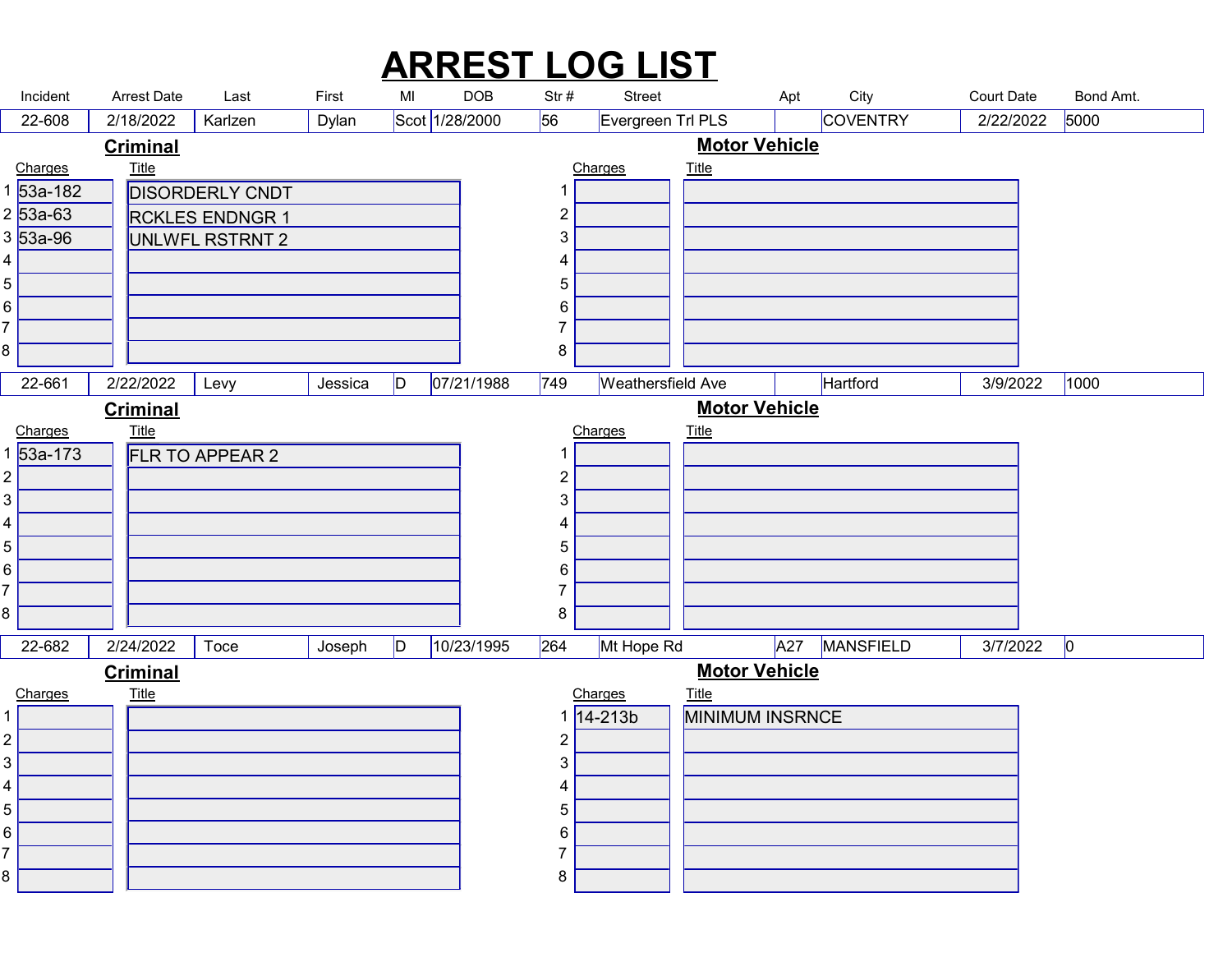# ARREST LOG LIST

| Incident | Arrest Date | Last | First | MI | DOB | Str # | Street | Apt | City | Court Date | Bond Amt. |
|---|---|---|---|---|---|---|---|---|---|---|---|
| 22-608 | 2/18/2022 | Karlzen | Dylan | Scot | 1/28/2000 | 56 | Evergreen Trl PLS | | COVENTRY | 2/22/2022 | 5000 |

**Criminal**

| | Charges | Title |
|---|---|---|
| 1 | 53a-182 | DISORDERLY CNDT |
| 2 | 53a-63 | RCKLES ENDNGR 1 |
| 3 | 53a-96 | UNLWFL RSTRNT 2 |
| 4 | | |
| 5 | | |
| 6 | | |
| 7 | | |
| 8 | | |

**Motor Vehicle**

| | Charges | Title |
|---|---|---|
| 1 | | |
| 2 | | |
| 3 | | |
| 4 | | |
| 5 | | |
| 6 | | |
| 7 | | |
| 8 | | |

| Incident | Arrest Date | Last | First | MI | DOB | Str # | Street | Apt | City | Court Date | Bond Amt. |
|---|---|---|---|---|---|---|---|---|---|---|---|
| 22-661 | 2/22/2022 | Levy | Jessica | D | 07/21/1988 | 749 | Weathersfield Ave | | Hartford | 3/9/2022 | 1000 |

**Criminal**

| | Charges | Title |
|---|---|---|
| 1 | 53a-173 | FLR TO APPEAR 2 |
| 2 | | |
| 3 | | |
| 4 | | |
| 5 | | |
| 6 | | |
| 7 | | |
| 8 | | |

**Motor Vehicle**

| | Charges | Title |
|---|---|---|
| 1 | | |
| 2 | | |
| 3 | | |
| 4 | | |
| 5 | | |
| 6 | | |
| 7 | | |
| 8 | | |

| Incident | Arrest Date | Last | First | MI | DOB | Str # | Street | Apt | City | Court Date | Bond Amt. |
|---|---|---|---|---|---|---|---|---|---|---|---|
| 22-682 | 2/24/2022 | Toce | Joseph | D | 10/23/1995 | 264 | Mt Hope Rd | A27 | MANSFIELD | 3/7/2022 | 0 |

**Criminal**

| | Charges | Title |
|---|---|---|
| 1 | | |
| 2 | | |
| 3 | | |
| 4 | | |
| 5 | | |
| 6 | | |
| 7 | | |
| 8 | | |

**Motor Vehicle**

| | Charges | Title |
|---|---|---|
| 1 | 14-213b | MINIMUM INSRNCE |
| 2 | | |
| 3 | | |
| 4 | | |
| 5 | | |
| 6 | | |
| 7 | | |
| 8 | | |